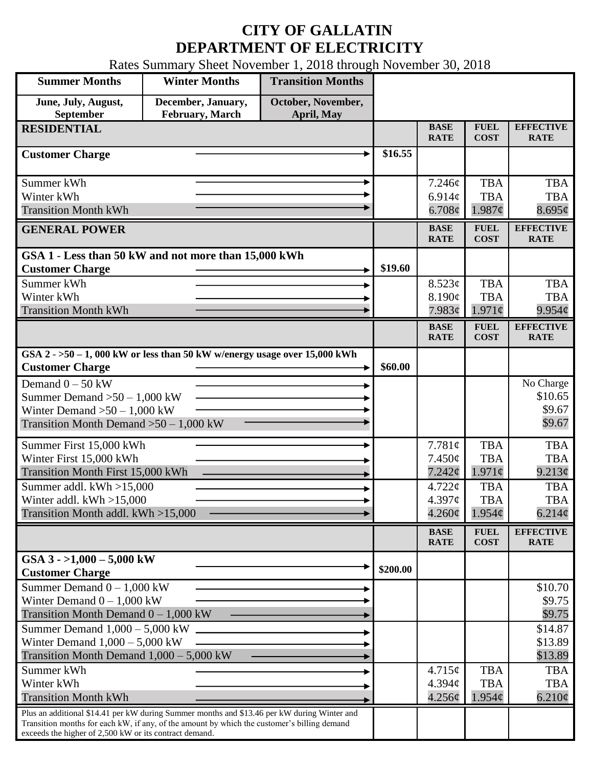# CITY OF GALLATIN
# DEPARTMENT OF ELECTRICITY

Rates Summary Sheet November 1, 2018 through November 30, 2018

| Summer Months | Winter Months | Transition Months |
|---|---|---|
| June, July, August, September | December, January, February, March | October, November, April, May |

| RESIDENTIAL | | BASE RATE | FUEL COST | EFFECTIVE RATE |
|---|---|---|---|---|
| **Customer Charge** | $16.55 | | | |
| Summer kWh | | 7.246¢ | TBA | TBA |
| Winter kWh | | 6.914¢ | TBA | TBA |
| Transition Month kWh | | 6.708¢ | 1.987¢ | 8.695¢ |

| GENERAL POWER | | BASE RATE | FUEL COST | EFFECTIVE RATE |
|---|---|---|---|---|
| **GSA 1 - Less than 50 kW and not more than 15,000 kWh** | | | | |
| **Customer Charge** | $19.60 | | | |
| Summer kWh | | 8.523¢ | TBA | TBA |
| Winter kWh | | 8.190¢ | TBA | TBA |
| Transition Month kWh | | 7.983¢ | 1.971¢ | 9.954¢ |

| | | BASE RATE | FUEL COST | EFFECTIVE RATE |
|---|---|---|---|---|
| **GSA 2 - >50 – 1, 000 kW or less than 50 kW w/energy usage over 15,000 kWh** | | | | |
| **Customer Charge** | $60.00 | | | |
| Demand 0 – 50 kW | | | | No Charge |
| Summer Demand >50 – 1,000 kW | | | | $10.65 |
| Winter Demand >50 – 1,000 kW | | | | $9.67 |
| Transition Month Demand >50 – 1,000 kW | | | | $9.67 |
| Summer First 15,000 kWh | | 7.781¢ | TBA | TBA |
| Winter First 15,000 kWh | | 7.450¢ | TBA | TBA |
| Transition Month First 15,000 kWh | | 7.242¢ | 1.971¢ | 9.213¢ |
| Summer addl. kWh >15,000 | | 4.722¢ | TBA | TBA |
| Winter addl. kWh >15,000 | | 4.397¢ | TBA | TBA |
| Transition Month addl. kWh >15,000 | | 4.260¢ | 1.954¢ | 6.214¢ |

| | | BASE RATE | FUEL COST | EFFECTIVE RATE |
|---|---|---|---|---|
| **GSA 3 - >1,000 – 5,000 kW** | | | | |
| **Customer Charge** | $200.00 | | | |
| Summer Demand 0 – 1,000 kW | | | | $10.70 |
| Winter Demand 0 – 1,000 kW | | | | $9.75 |
| Transition Month Demand 0 – 1,000 kW | | | | $9.75 |
| Summer Demand 1,000 – 5,000 kW | | | | $14.87 |
| Winter Demand 1,000 – 5,000 kW | | | | $13.89 |
| Transition Month Demand 1,000 – 5,000 kW | | | | $13.89 |
| Summer kWh | | 4.715¢ | TBA | TBA |
| Winter kWh | | 4.394¢ | TBA | TBA |
| Transition Month kWh | | 4.256¢ | 1.954¢ | 6.210¢ |
| Plus an additional $14.41 per kW during Summer months and $13.46 per kW during Winter and Transition months for each kW, if any, of the amount by which the customer's billing demand exceeds the higher of 2,500 kW or its contract demand. | | | | |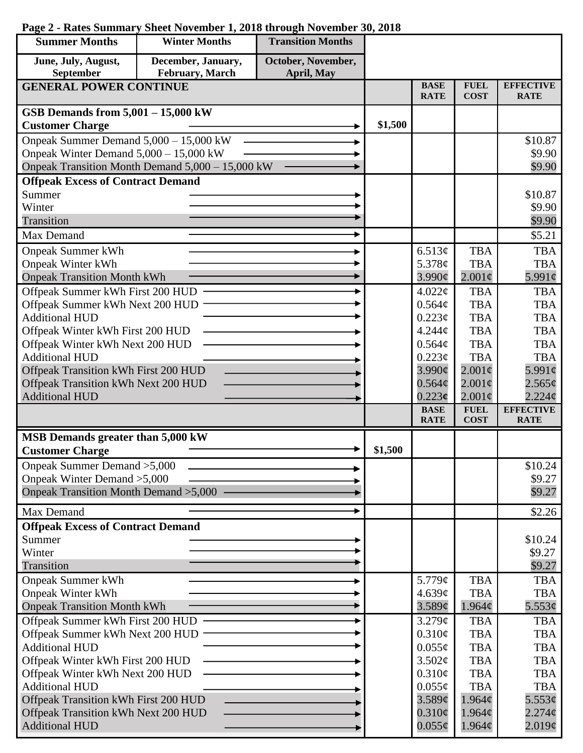**Page 2 - Rates Summary Sheet November 1, 2018 through November 30, 2018**

| Summer Months | Winter Months | Transition Months |
|---|---|---|
| June, July, August, September | December, January, February, March | October, November, April, May |

| GENERAL POWER CONTINUE | | BASE RATE | FUEL COST | EFFECTIVE RATE |
|---|---|---|---|---|
| **GSB Demands from 5,001 – 15,000 kW** | | | | |
| **Customer Charge** | $1,500 | | | |
| Onpeak Summer Demand 5,000 – 15,000 kW | | | | $10.87 |
| Onpeak Winter Demand 5,000 – 15,000 kW | | | | $9.90 |
| Onpeak Transition Month Demand 5,000 – 15,000 kW | | | | $9.90 |
| **Offpeak Excess of Contract Demand** | | | | |
| Summer | | | | $10.87 |
| Winter | | | | $9.90 |
| Transition | | | | $9.90 |
| Max Demand | | | | $5.21 |
| Onpeak Summer kWh | | 6.513¢ | TBA | TBA |
| Onpeak Winter kWh | | 5.378¢ | TBA | TBA |
| Onpeak Transition Month kWh | | 3.990¢ | 2.001¢ | 5.991¢ |
| Offpeak Summer kWh First 200 HUD | | 4.022¢ | TBA | TBA |
| Offpeak Summer kWh Next 200 HUD | | 0.564¢ | TBA | TBA |
| Additional HUD | | 0.223¢ | TBA | TBA |
| Offpeak Winter kWh First 200 HUD | | 4.244¢ | TBA | TBA |
| Offpeak Winter kWh Next 200 HUD | | 0.564¢ | TBA | TBA |
| Additional HUD | | 0.223¢ | TBA | TBA |
| Offpeak Transition kWh First 200 HUD | | 3.990¢ | 2.001¢ | 5.991¢ |
| Offpeak Transition kWh Next 200 HUD | | 0.564¢ | 2.001¢ | 2.565¢ |
| Additional HUD | | 0.223¢ | 2.001¢ | 2.224¢ |

| | | BASE RATE | FUEL COST | EFFECTIVE RATE |
|---|---|---|---|---|
| **MSB Demands greater than 5,000 kW** | | | | |
| **Customer Charge** | $1,500 | | | |
| Onpeak Summer Demand >5,000 | | | | $10.24 |
| Onpeak Winter Demand >5,000 | | | | $9.27 |
| Onpeak Transition Month Demand >5,000 | | | | $9.27 |
| Max Demand | | | | $2.26 |
| **Offpeak Excess of Contract Demand** | | | | |
| Summer | | | | $10.24 |
| Winter | | | | $9.27 |
| Transition | | | | $9.27 |
| Onpeak Summer kWh | | 5.779¢ | TBA | TBA |
| Onpeak Winter kWh | | 4.639¢ | TBA | TBA |
| Onpeak Transition Month kWh | | 3.589¢ | 1.964¢ | 5.553¢ |
| Offpeak Summer kWh First 200 HUD | | 3.279¢ | TBA | TBA |
| Offpeak Summer kWh Next 200 HUD | | 0.310¢ | TBA | TBA |
| Additional HUD | | 0.055¢ | TBA | TBA |
| Offpeak Winter kWh First 200 HUD | | 3.502¢ | TBA | TBA |
| Offpeak Winter kWh Next 200 HUD | | 0.310¢ | TBA | TBA |
| Additional HUD | | 0.055¢ | TBA | TBA |
| Offpeak Transition kWh First 200 HUD | | 3.589¢ | 1.964¢ | 5.553¢ |
| Offpeak Transition kWh Next 200 HUD | | 0.310¢ | 1.964¢ | 2.274¢ |
| Additional HUD | | 0.055¢ | 1.964¢ | 2.019¢ |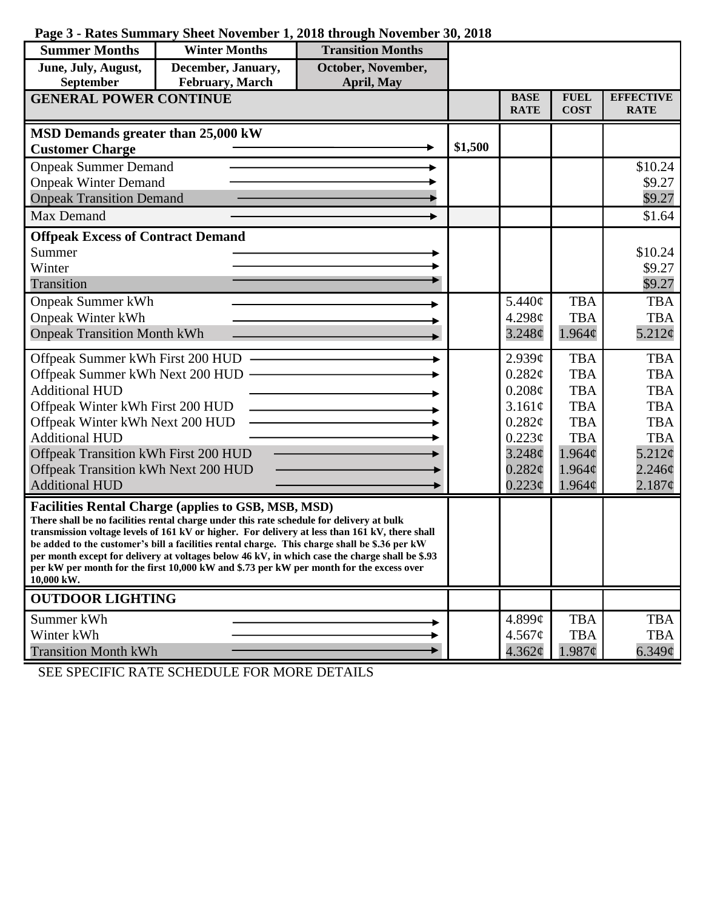**Page 3 - Rates Summary Sheet November 1, 2018 through November 30, 2018**

| Summer Months | Winter Months | Transition Months |
|---|---|---|
| June, July, August, September | December, January, February, March | October, November, April, May |

| GENERAL POWER CONTINUE | | BASE RATE | FUEL COST | EFFECTIVE RATE |
|---|---|---|---|---|
| **MSD Demands greater than 25,000 kW** | | | | |
| **Customer Charge** | $1,500 | | | |
| Onpeak Summer Demand | | | | $10.24 |
| Onpeak Winter Demand | | | | $9.27 |
| Onpeak Transition Demand | | | | $9.27 |
| Max Demand | | | | $1.64 |
| **Offpeak Excess of Contract Demand** | | | | |
| Summer | | | | $10.24 |
| Winter | | | | $9.27 |
| Transition | | | | $9.27 |
| Onpeak Summer kWh | | 5.440¢ | TBA | TBA |
| Onpeak Winter kWh | | 4.298¢ | TBA | TBA |
| Onpeak Transition Month kWh | | 3.248¢ | 1.964¢ | 5.212¢ |
| Offpeak Summer kWh First 200 HUD | | 2.939¢ | TBA | TBA |
| Offpeak Summer kWh Next 200 HUD | | 0.282¢ | TBA | TBA |
| Additional HUD | | 0.208¢ | TBA | TBA |
| Offpeak Winter kWh First 200 HUD | | 3.161¢ | TBA | TBA |
| Offpeak Winter kWh Next 200 HUD | | 0.282¢ | TBA | TBA |
| Additional HUD | | 0.223¢ | TBA | TBA |
| Offpeak Transition kWh First 200 HUD | | 3.248¢ | 1.964¢ | 5.212¢ |
| Offpeak Transition kWh Next 200 HUD | | 0.282¢ | 1.964¢ | 2.246¢ |
| Additional HUD | | 0.223¢ | 1.964¢ | 2.187¢ |
| **Facilities Rental Charge (applies to GSB, MSB, MSD)** There shall be no facilities rental charge under this rate schedule for delivery at bulk transmission voltage levels of 161 kV or higher. For delivery at less than 161 kV, there shall be added to the customer's bill a facilities rental charge. This charge shall be $.36 per kW per month except for delivery at voltages below 46 kV, in which case the charge shall be $.93 per kW per month for the first 10,000 kW and $.73 per kW per month for the excess over 10,000 kW. | | | | |
| **OUTDOOR LIGHTING** | | | | |
| Summer kWh | | 4.899¢ | TBA | TBA |
| Winter kWh | | 4.567¢ | TBA | TBA |
| Transition Month kWh | | 4.362¢ | 1.987¢ | 6.349¢ |

SEE SPECIFIC RATE SCHEDULE FOR MORE DETAILS